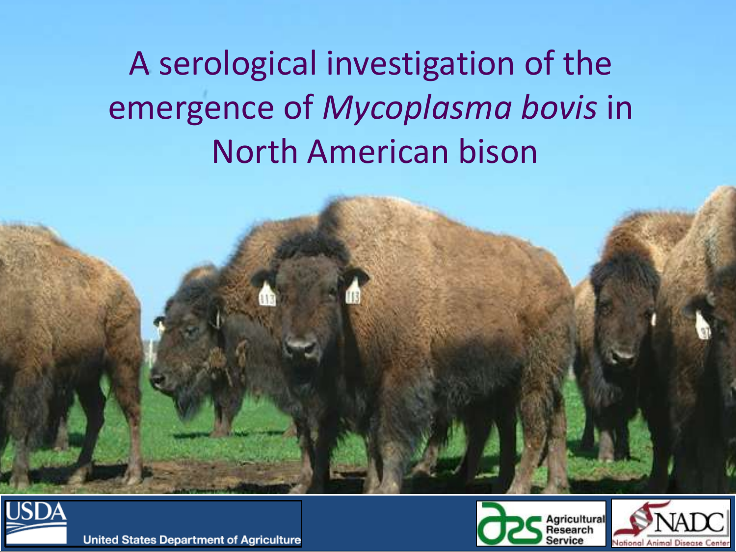# A serological investigation of the emergence of *Mycoplasma bovis* in North American bison

USDA United States Department of Agriculture

Agricultural Research Service

NADC National Animal Disease Center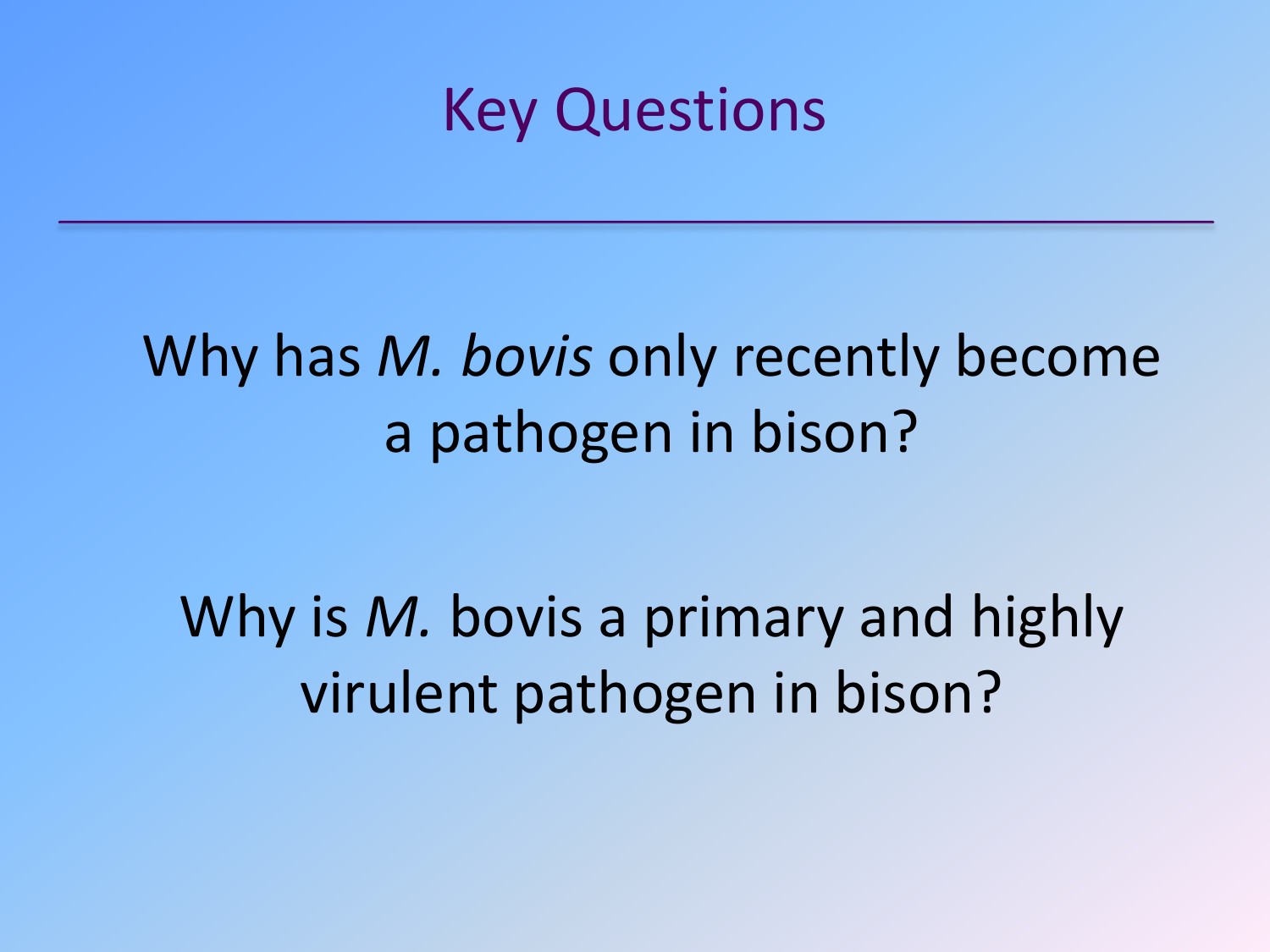# Key Questions

Why has *M. bovis* only recently become a pathogen in bison?

Why is *M.* bovis a primary and highly virulent pathogen in bison?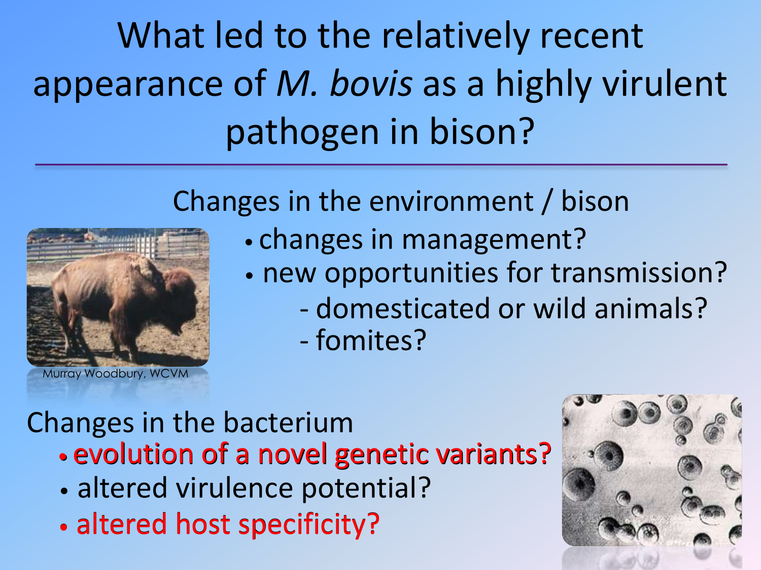# What led to the relatively recent appearance of *M. bovis* as a highly virulent pathogen in bison?

## Changes in the environment / bison

- changes in management?
- new opportunities for transmission?
  - domesticated or wild animals?
  - fomites?

Murray Woodbury, WCVM

## Changes in the bacterium

- evolution of a novel genetic variants?
- altered virulence potential?
- altered host specificity?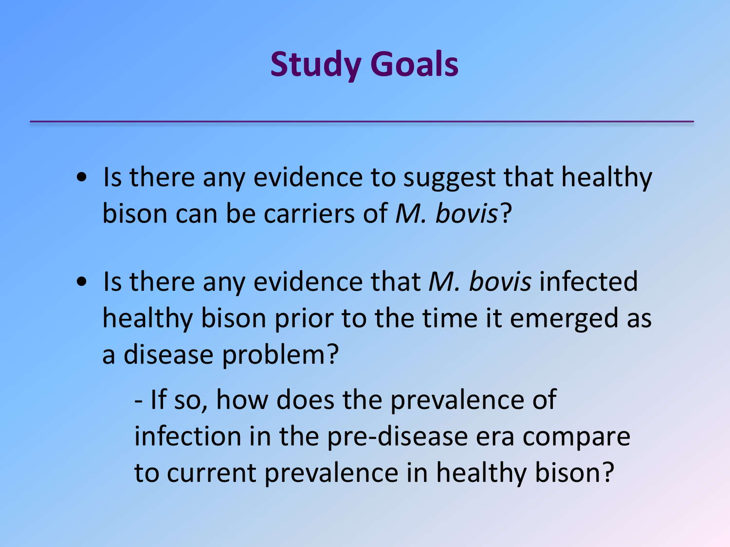# Study Goals

- Is there any evidence to suggest that healthy bison can be carriers of *M. bovis*?

- Is there any evidence that *M. bovis* infected healthy bison prior to the time it emerged as a disease problem?

  - If so, how does the prevalence of infection in the pre-disease era compare to current prevalence in healthy bison?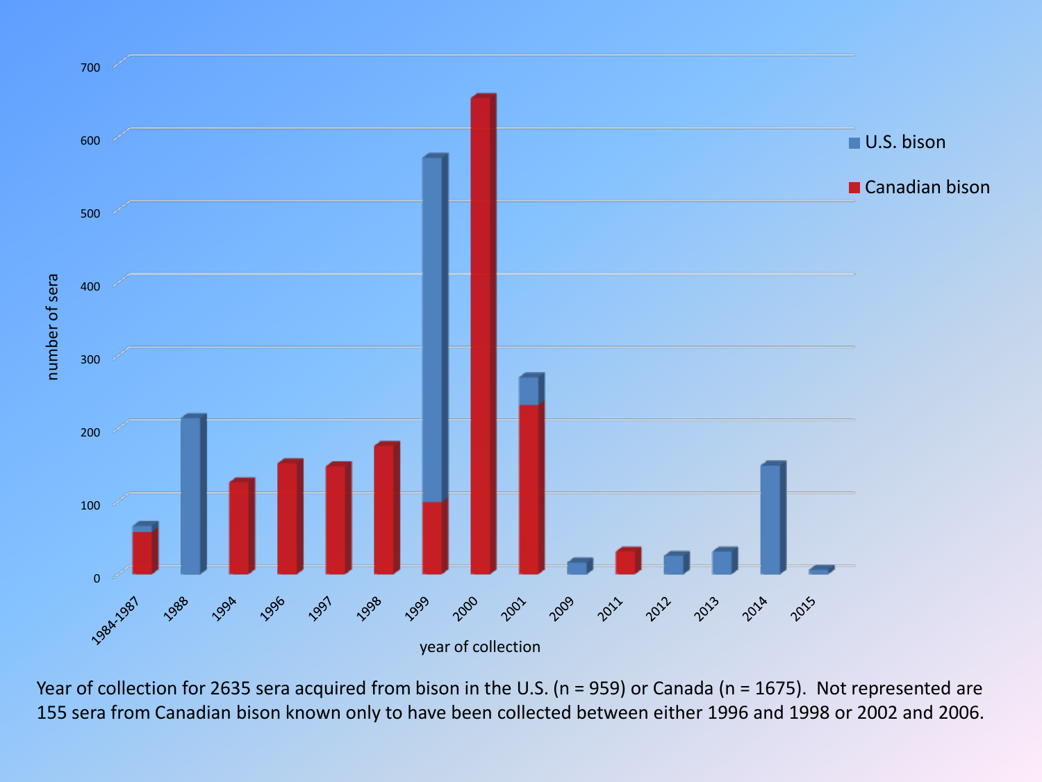Year of collection for 2635 sera acquired from bison in the U.S. (n = 959) or Canada (n = 1675). Not represented are 155 sera from Canadian bison known only to have been collected between either 1996 and 1998 or 2002 and 2006.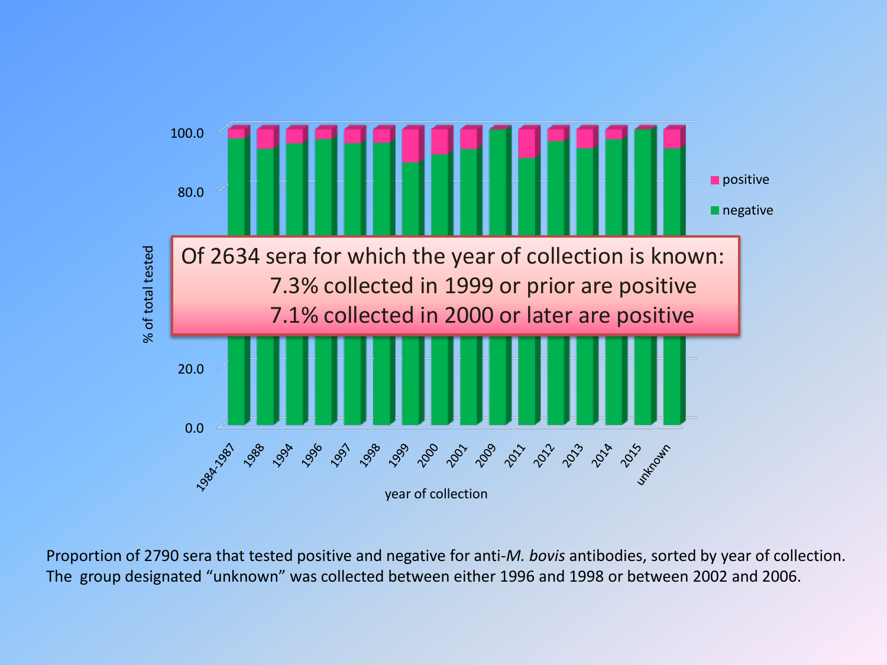100.0

80.0

% of total tested

20.0

0.0

positive

negative

1984-1987 1988 1994 1996 1997 1998 1999 2000 2001 2009 2011 2012 2013 2014 2015 unknown

year of collection

Of 2634 sera for which the year of collection is known:
7.3% collected in 1999 or prior are positive
7.1% collected in 2000 or later are positive

Proportion of 2790 sera that tested positive and negative for anti-*M. bovis* antibodies, sorted by year of collection. The group designated "unknown" was collected between either 1996 and 1998 or between 2002 and 2006.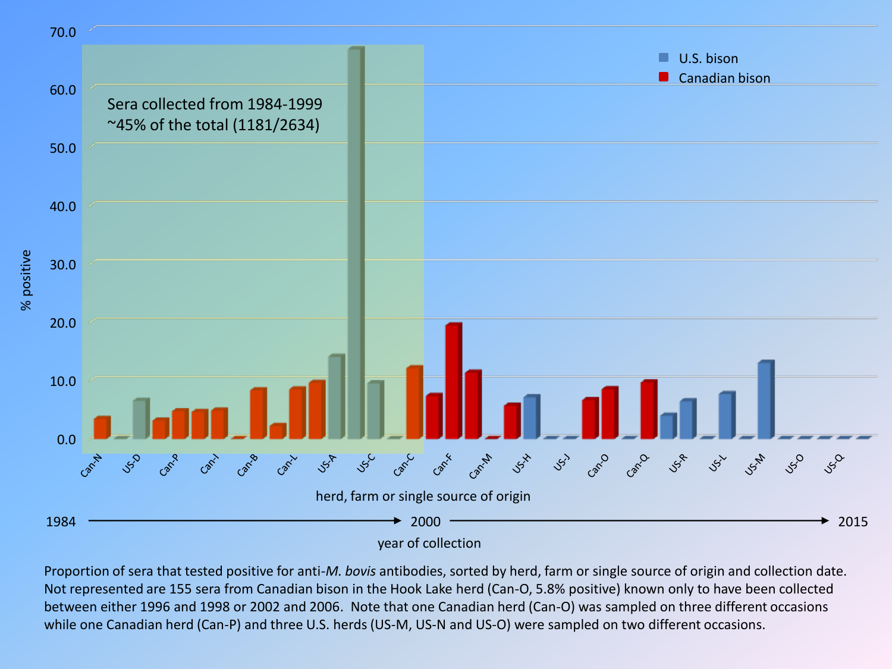Sera collected from 1984-1999
~45% of the total (1181/2634)

U.S. bison
Canadian bison

% positive

herd, farm or single source of origin

1984 → 2000 → 2015

year of collection

Proportion of sera that tested positive for anti-*M. bovis* antibodies, sorted by herd, farm or single source of origin and collection date. Not represented are 155 sera from Canadian bison in the Hook Lake herd (Can-O, 5.8% positive) known only to have been collected between either 1996 and 1998 or 2002 and 2006. Note that one Canadian herd (Can-O) was sampled on three different occasions while one Canadian herd (Can-P) and three U.S. herds (US-M, US-N and US-O) were sampled on two different occasions.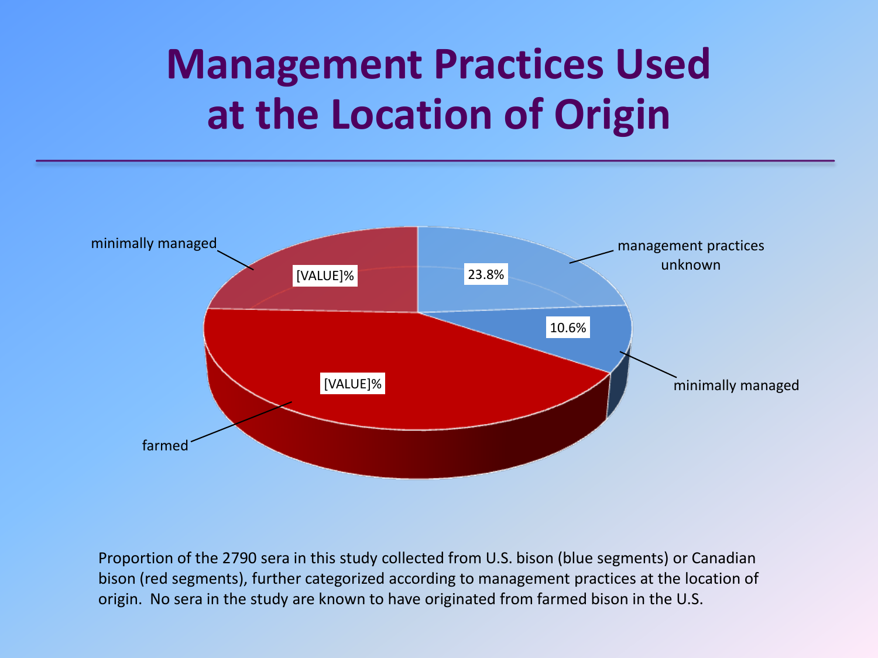# Management Practices Used at the Location of Origin

minimally managed

[VALUE]%

management practices unknown

23.8%

10.6%

minimally managed

[VALUE]%

farmed

Proportion of the 2790 sera in this study collected from U.S. bison (blue segments) or Canadian bison (red segments), further categorized according to management practices at the location of origin. No sera in the study are known to have originated from farmed bison in the U.S.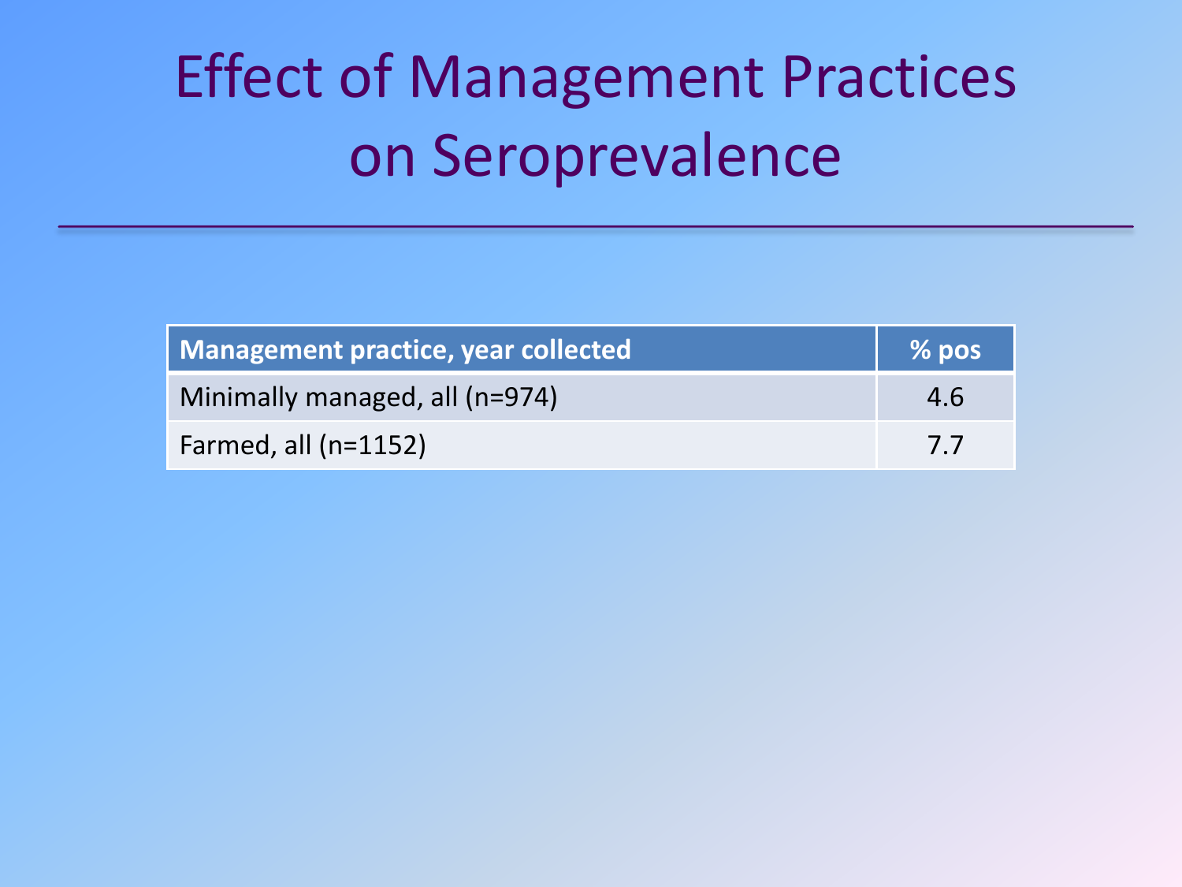# Effect of Management Practices on Seroprevalence

| Management practice, year collected | % pos |
| --- | --- |
| Minimally managed, all (n=974) | 4.6 |
| Farmed, all (n=1152) | 7.7 |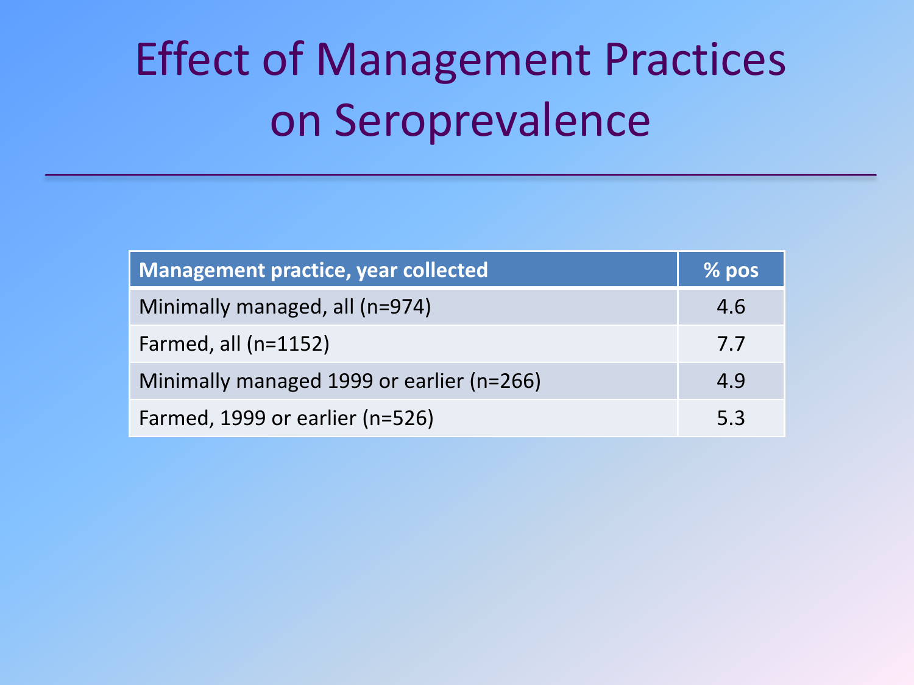# Effect of Management Practices on Seroprevalence

| Management practice, year collected | % pos |
|---|---|
| Minimally managed, all (n=974) | 4.6 |
| Farmed, all (n=1152) | 7.7 |
| Minimally managed 1999 or earlier (n=266) | 4.9 |
| Farmed, 1999 or earlier (n=526) | 5.3 |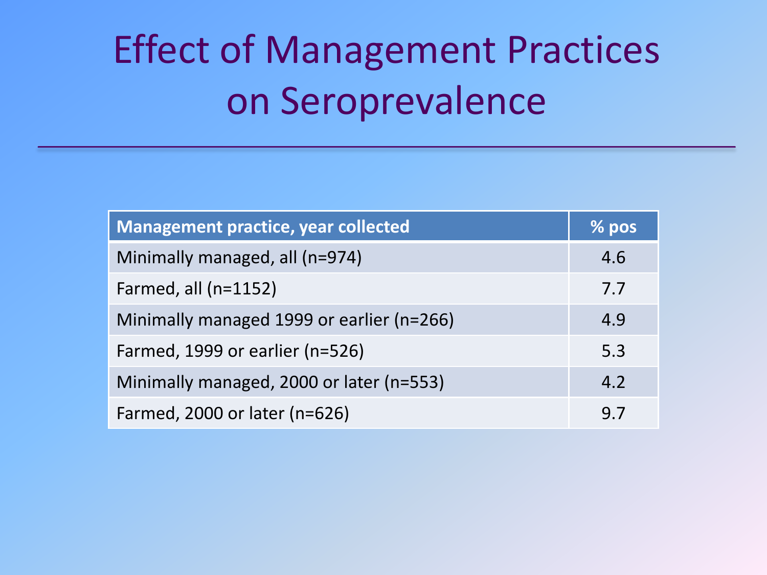# Effect of Management Practices on Seroprevalence

| Management practice, year collected | % pos |
|---|---|
| Minimally managed, all (n=974) | 4.6 |
| Farmed, all (n=1152) | 7.7 |
| Minimally managed 1999 or earlier (n=266) | 4.9 |
| Farmed, 1999 or earlier (n=526) | 5.3 |
| Minimally managed, 2000 or later (n=553) | 4.2 |
| Farmed, 2000 or later (n=626) | 9.7 |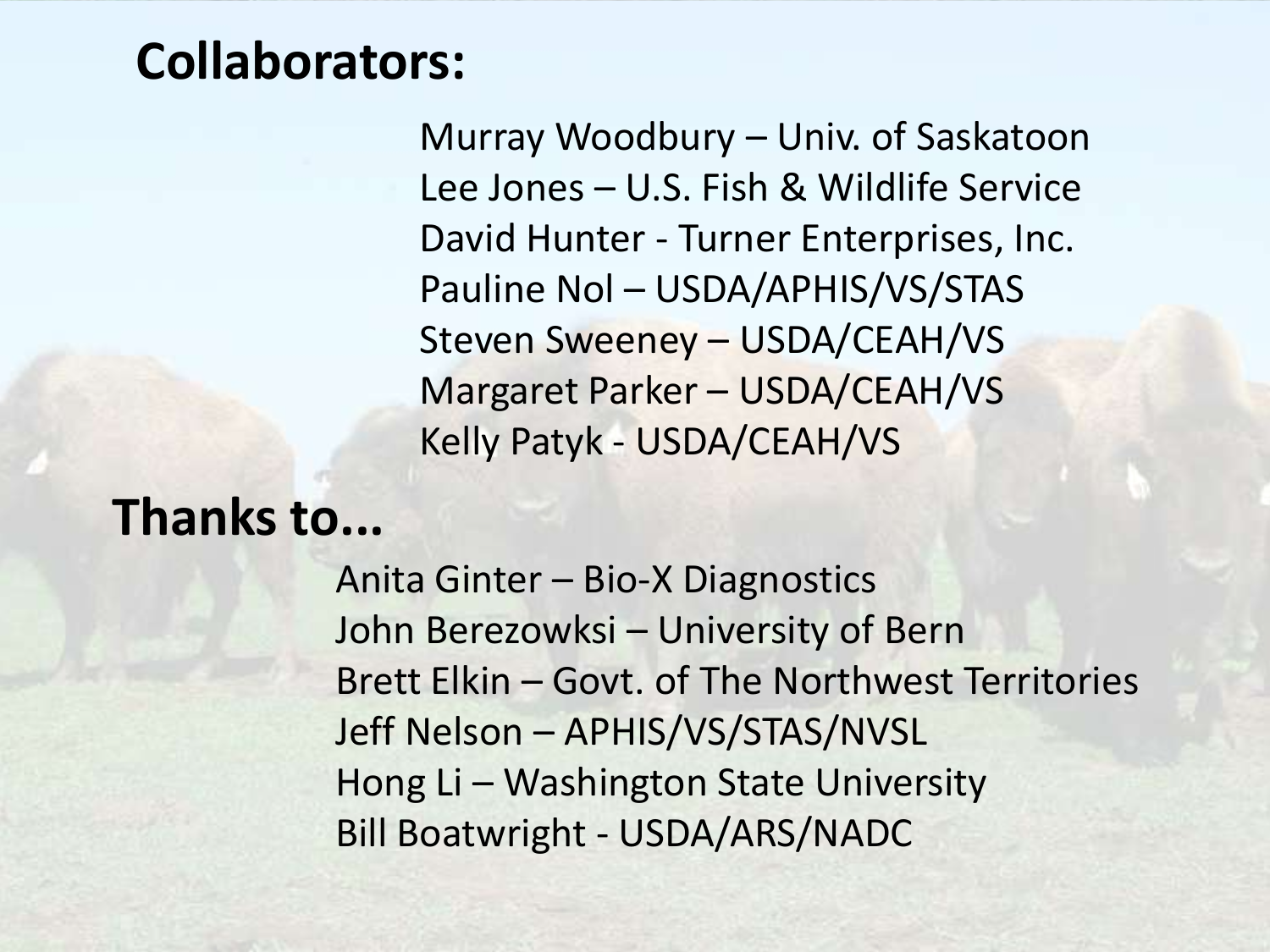## Collaborators:

Murray Woodbury – Univ. of Saskatoon
Lee Jones – U.S. Fish & Wildlife Service
David Hunter - Turner Enterprises, Inc.
Pauline Nol – USDA/APHIS/VS/STAS
Steven Sweeney – USDA/CEAH/VS
Margaret Parker – USDA/CEAH/VS
Kelly Patyk - USDA/CEAH/VS

## Thanks to...

Anita Ginter – Bio-X Diagnostics
John Berezowksi – University of Bern
Brett Elkin – Govt. of The Northwest Territories
Jeff Nelson – APHIS/VS/STAS/NVSL
Hong Li – Washington State University
Bill Boatwright - USDA/ARS/NADC